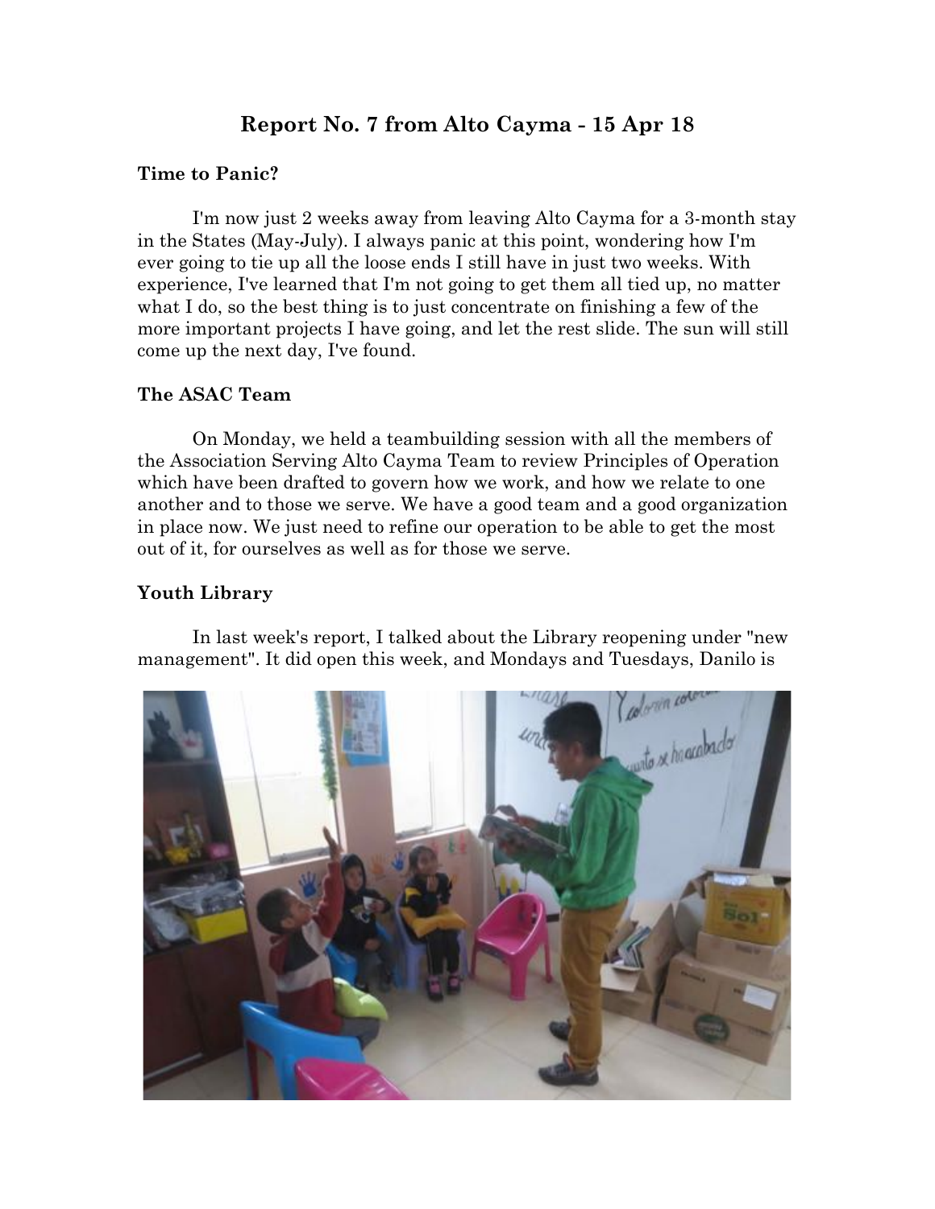# Report No. 7 from Alto Cayma - 15 Apr 18

## Time to Panic?

I'm now just 2 weeks away from leaving Alto Cayma for a 3-month stay in the States (May-July). I always panic at this point, wondering how I'm ever going to tie up all the loose ends I still have in just two weeks. With experience, I've learned that I'm not going to get them all tied up, no matter what I do, so the best thing is to just concentrate on finishing a few of the more important projects I have going, and let the rest slide. The sun will still come up the next day, I've found.

## The ASAC Team

On Monday, we held a teambuilding session with all the members of the Association Serving Alto Cayma Team to review Principles of Operation which have been drafted to govern how we work, and how we relate to one another and to those we serve. We have a good team and a good organization in place now. We just need to refine our operation to be able to get the most out of it, for ourselves as well as for those we serve.

## Youth Library

In last week's report, I talked about the Library reopening under "new management". It did open this week, and Mondays and Tuesdays, Danilo is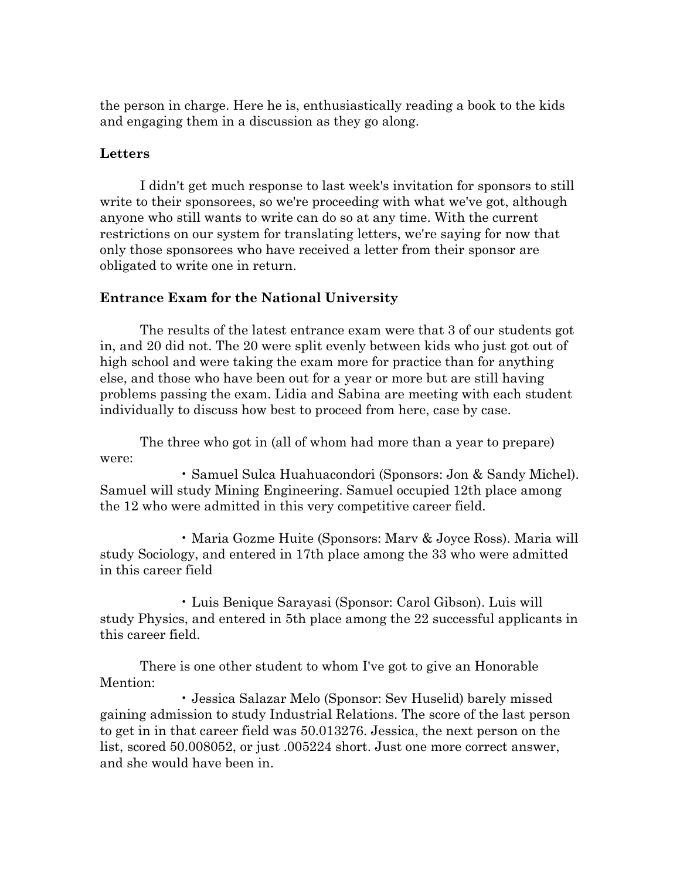the person in charge. Here he is, enthusiastically reading a book to the kids and engaging them in a discussion as they go along.

**Letters**

I didn't get much response to last week's invitation for sponsors to still write to their sponsorees, so we're proceeding with what we've got, although anyone who still wants to write can do so at any time. With the current restrictions on our system for translating letters, we're saying for now that only those sponsorees who have received a letter from their sponsor are obligated to write one in return.

**Entrance Exam for the National University**

The results of the latest entrance exam were that 3 of our students got in, and 20 did not. The 20 were split evenly between kids who just got out of high school and were taking the exam more for practice than for anything else, and those who have been out for a year or more but are still having problems passing the exam. Lidia and Sabina are meeting with each student individually to discuss how best to proceed from here, case by case.

The three who got in (all of whom had more than a year to prepare) were:

- Samuel Sulca Huahuacondori (Sponsors: Jon & Sandy Michel). Samuel will study Mining Engineering. Samuel occupied 12th place among the 12 who were admitted in this very competitive career field.

- Maria Gozme Huite (Sponsors: Marv & Joyce Ross). Maria will study Sociology, and entered in 17th place among the 33 who were admitted in this career field

- Luis Benique Sarayasi (Sponsor: Carol Gibson). Luis will study Physics, and entered in 5th place among the 22 successful applicants in this career field.

There is one other student to whom I've got to give an Honorable Mention:

- Jessica Salazar Melo (Sponsor: Sev Huselid) barely missed gaining admission to study Industrial Relations. The score of the last person to get in in that career field was 50.013276. Jessica, the next person on the list, scored 50.008052, or just .005224 short. Just one more correct answer, and she would have been in.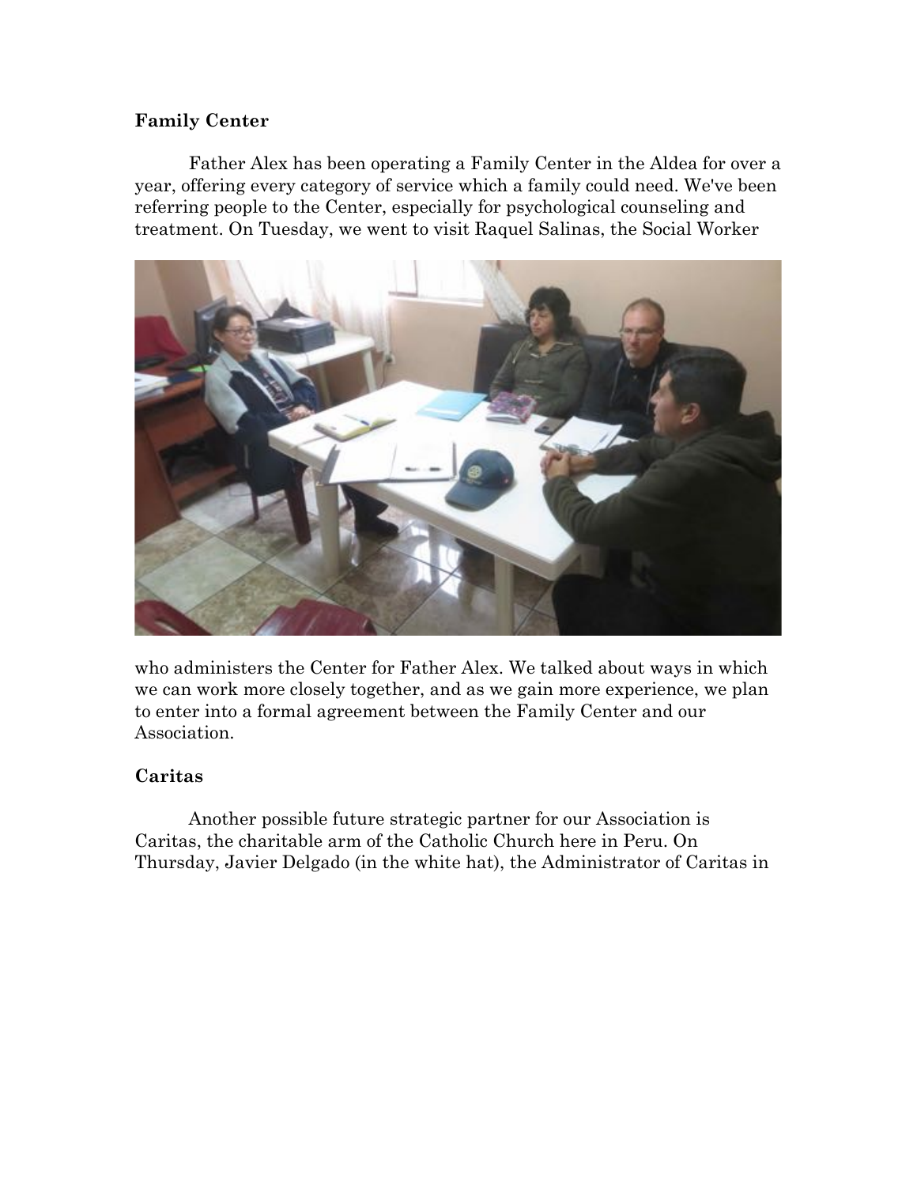**Family Center**

Father Alex has been operating a Family Center in the Aldea for over a year, offering every category of service which a family could need. We've been referring people to the Center, especially for psychological counseling and treatment. On Tuesday, we went to visit Raquel Salinas, the Social Worker who administers the Center for Father Alex. We talked about ways in which we can work more closely together, and as we gain more experience, we plan to enter into a formal agreement between the Family Center and our Association.

**Caritas**

Another possible future strategic partner for our Association is Caritas, the charitable arm of the Catholic Church here in Peru. On Thursday, Javier Delgado (in the white hat), the Administrator of Caritas in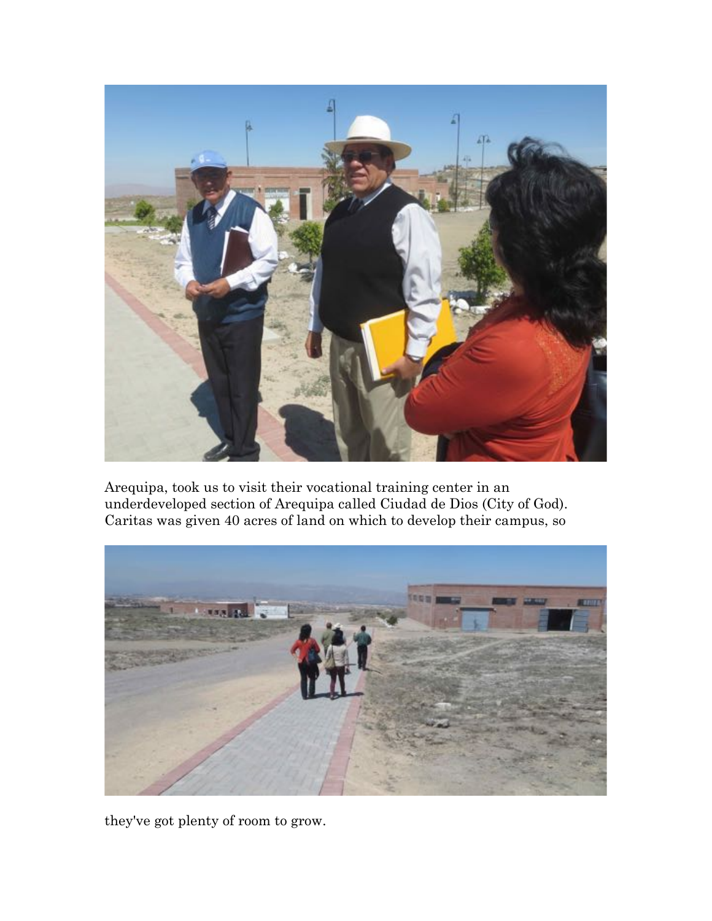Arequipa, took us to visit their vocational training center in an underdeveloped section of Arequipa called Ciudad de Dios (City of God). Caritas was given 40 acres of land on which to develop their campus, so

they've got plenty of room to grow.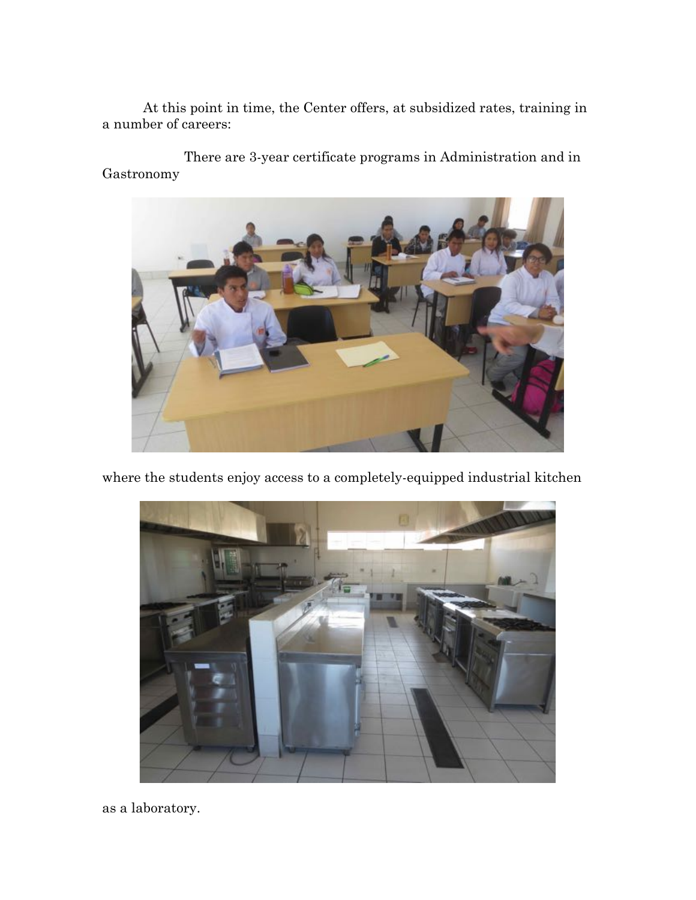At this point in time, the Center offers, at subsidized rates, training in a number of careers:

There are 3-year certificate programs in Administration and in Gastronomy

where the students enjoy access to a completely-equipped industrial kitchen

as a laboratory.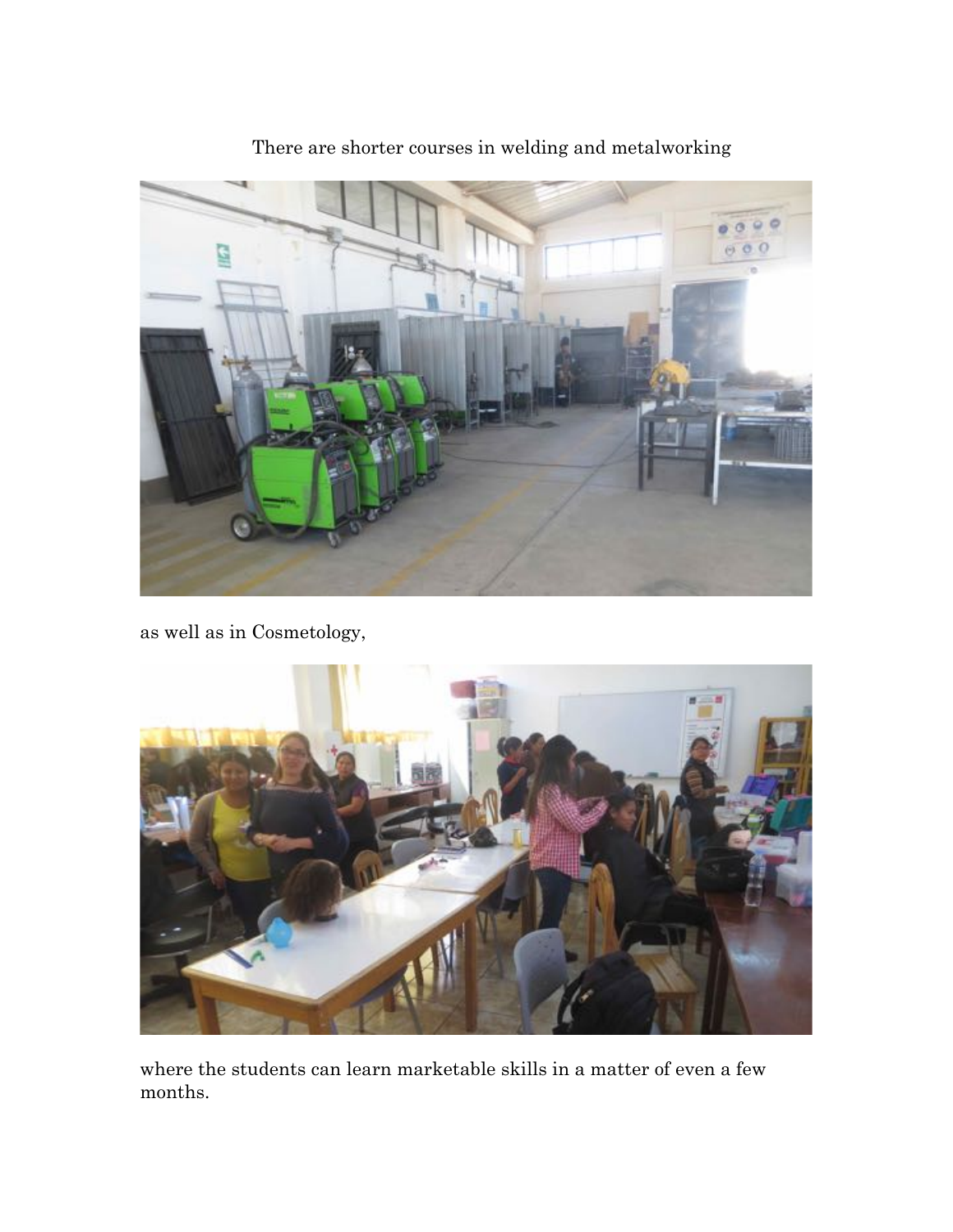There are shorter courses in welding and metalworking

as well as in Cosmetology,

where the students can learn marketable skills in a matter of even a few months.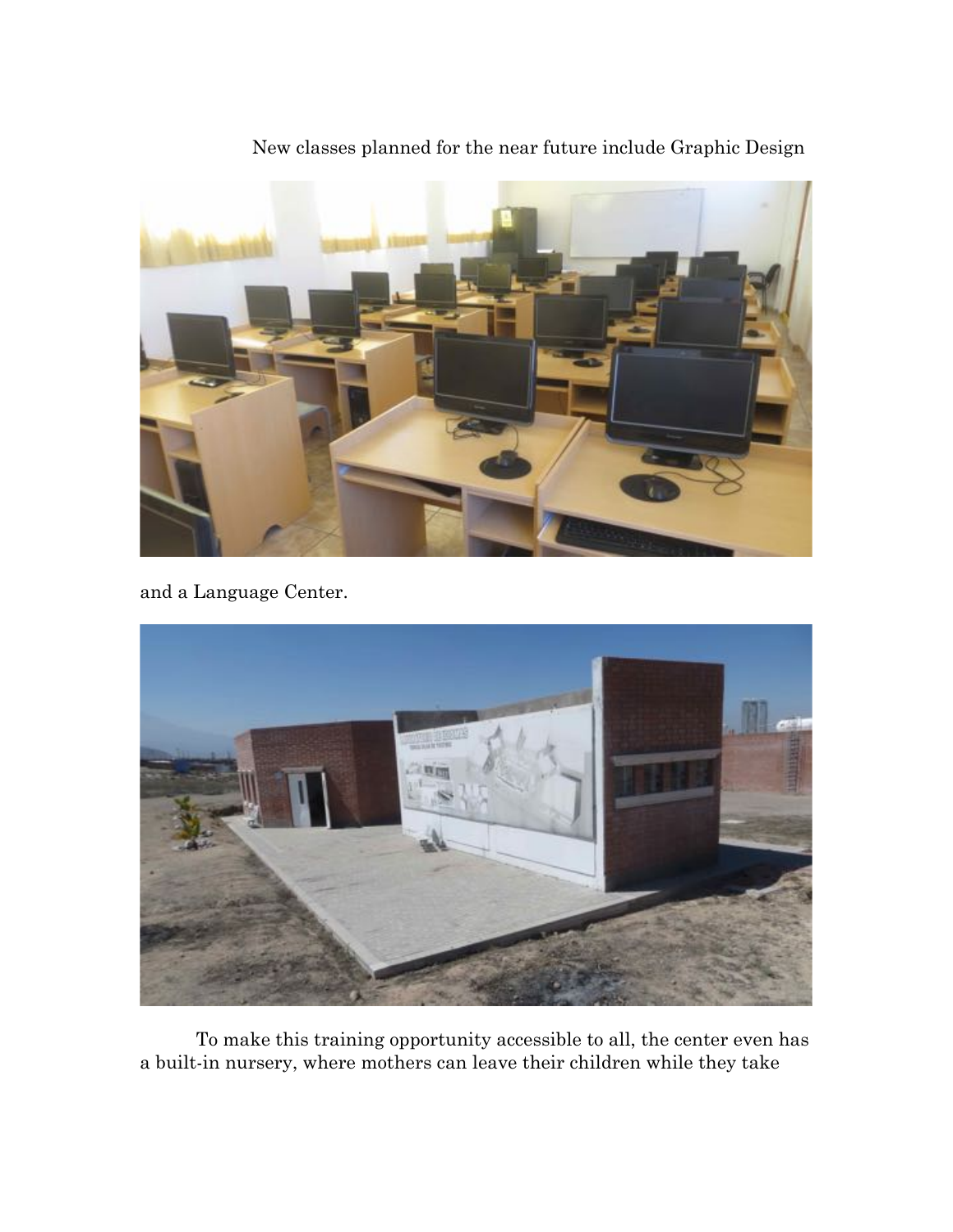New classes planned for the near future include Graphic Design

and a Language Center.

To make this training opportunity accessible to all, the center even has a built-in nursery, where mothers can leave their children while they take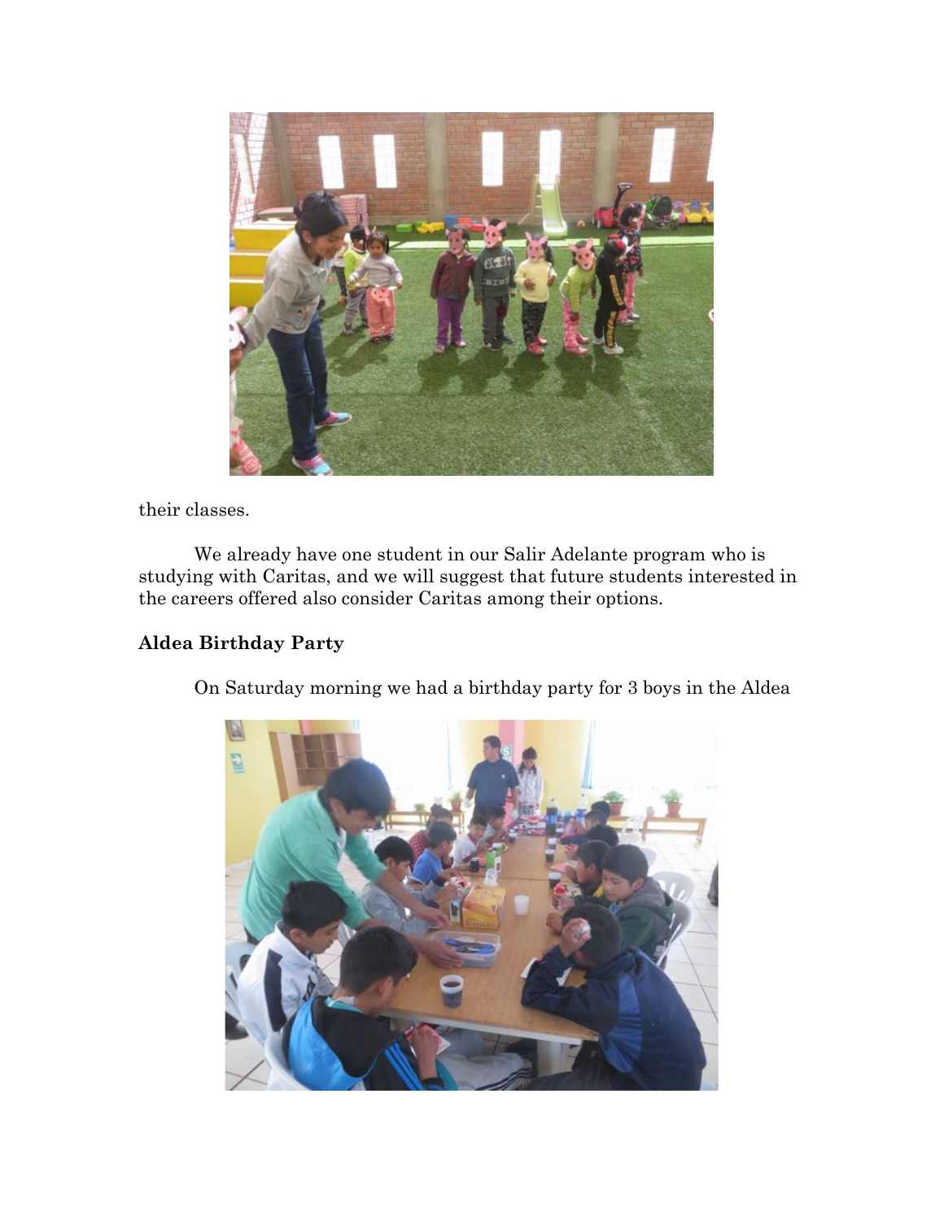their classes.

We already have one student in our Salir Adelante program who is studying with Caritas, and we will suggest that future students interested in the careers offered also consider Caritas among their options.

**Aldea Birthday Party**

On Saturday morning we had a birthday party for 3 boys in the Aldea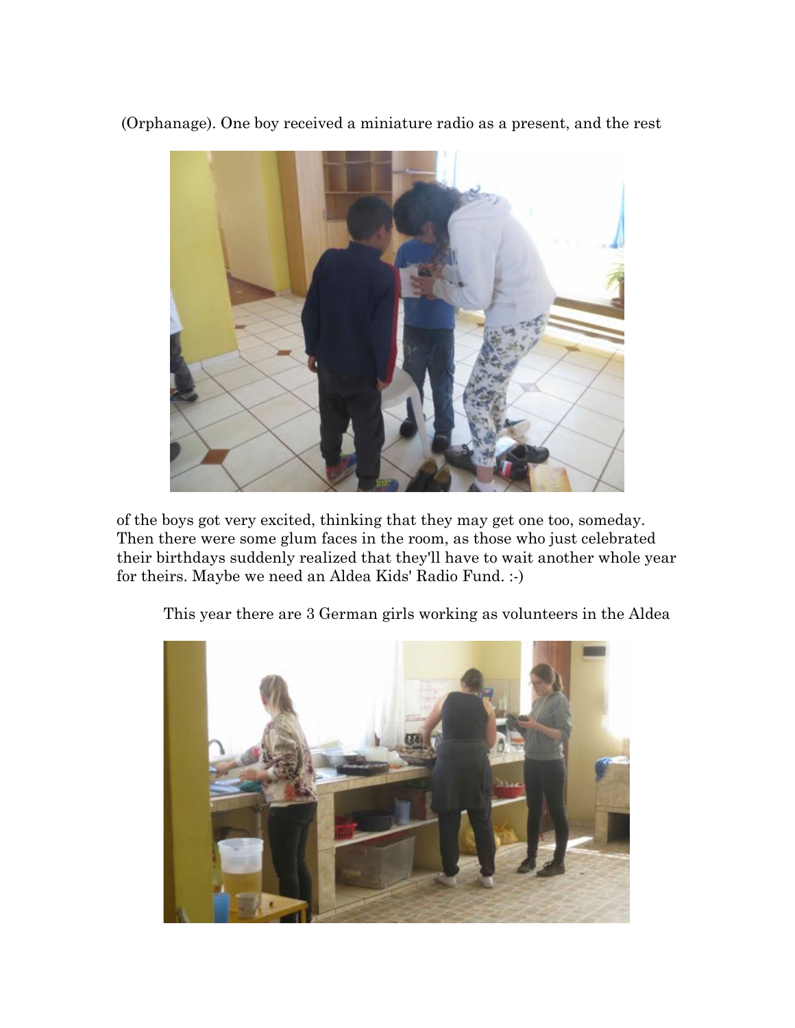(Orphanage). One boy received a miniature radio as a present, and the rest

of the boys got very excited, thinking that they may get one too, someday. Then there were some glum faces in the room, as those who just celebrated their birthdays suddenly realized that they'll have to wait another whole year for theirs. Maybe we need an Aldea Kids' Radio Fund. :-)

This year there are 3 German girls working as volunteers in the Aldea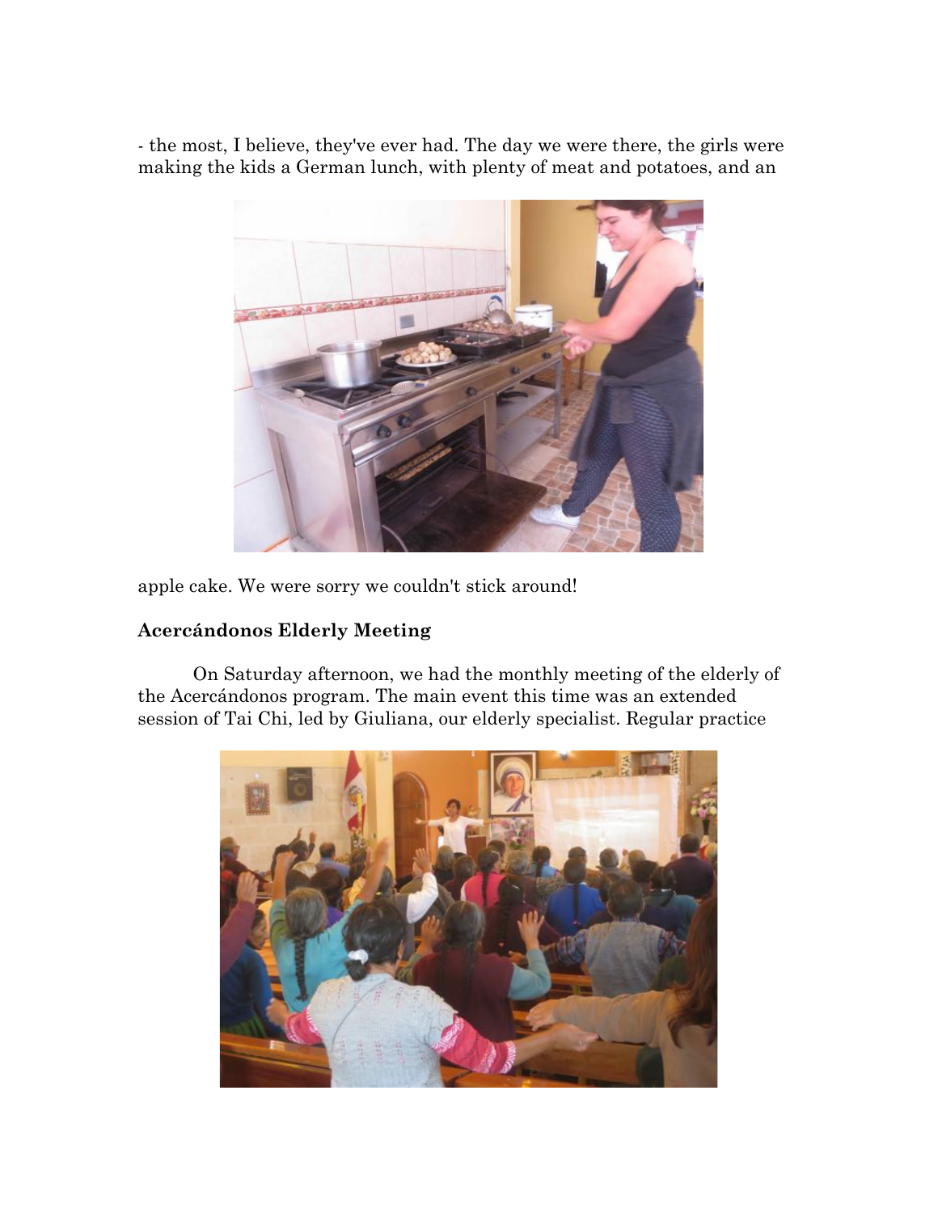- the most, I believe, they've ever had. The day we were there, the girls were making the kids a German lunch, with plenty of meat and potatoes, and an

apple cake. We were sorry we couldn't stick around!

**Acercándonos Elderly Meeting**

On Saturday afternoon, we had the monthly meeting of the elderly of the Acercándonos program. The main event this time was an extended session of Tai Chi, led by Giuliana, our elderly specialist. Regular practice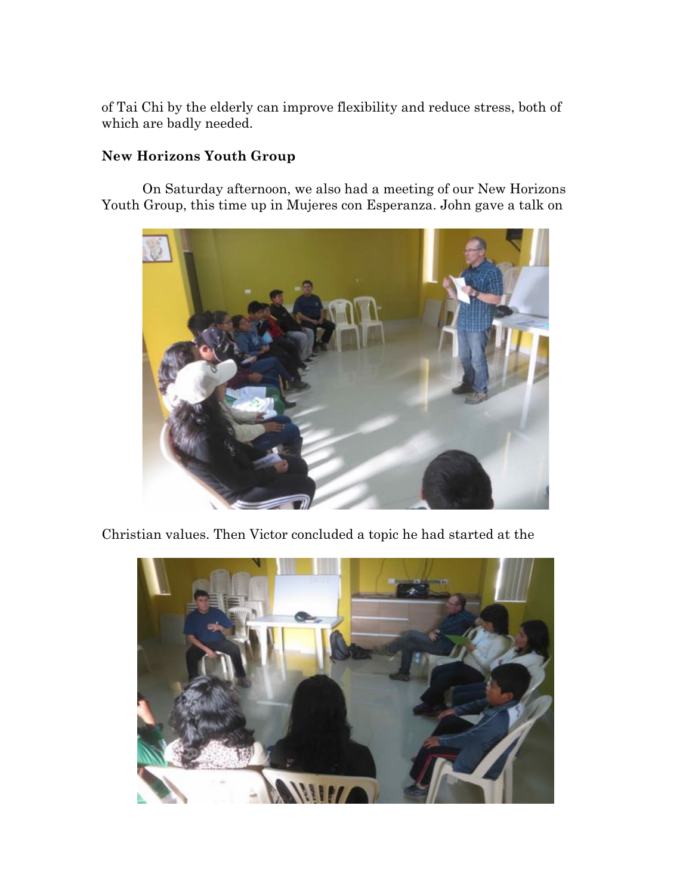of Tai Chi by the elderly can improve flexibility and reduce stress, both of which are badly needed.

**New Horizons Youth Group**

On Saturday afternoon, we also had a meeting of our New Horizons Youth Group, this time up in Mujeres con Esperanza. John gave a talk on Christian values. Then Victor concluded a topic he had started at the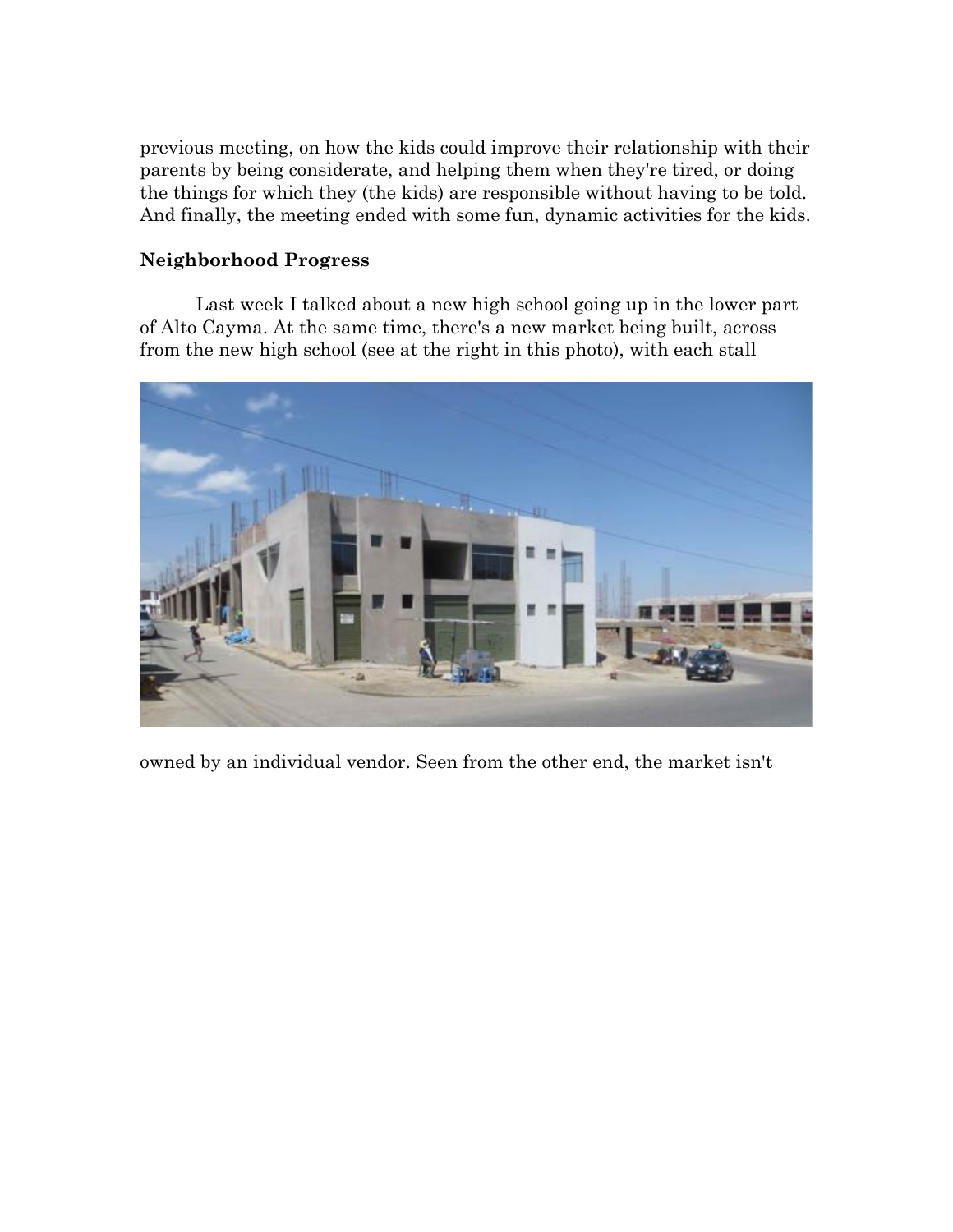previous meeting, on how the kids could improve their relationship with their parents by being considerate, and helping them when they're tired, or doing the things for which they (the kids) are responsible without having to be told. And finally, the meeting ended with some fun, dynamic activities for the kids.

**Neighborhood Progress**

Last week I talked about a new high school going up in the lower part of Alto Cayma. At the same time, there's a new market being built, across from the new high school (see at the right in this photo), with each stall owned by an individual vendor. Seen from the other end, the market isn't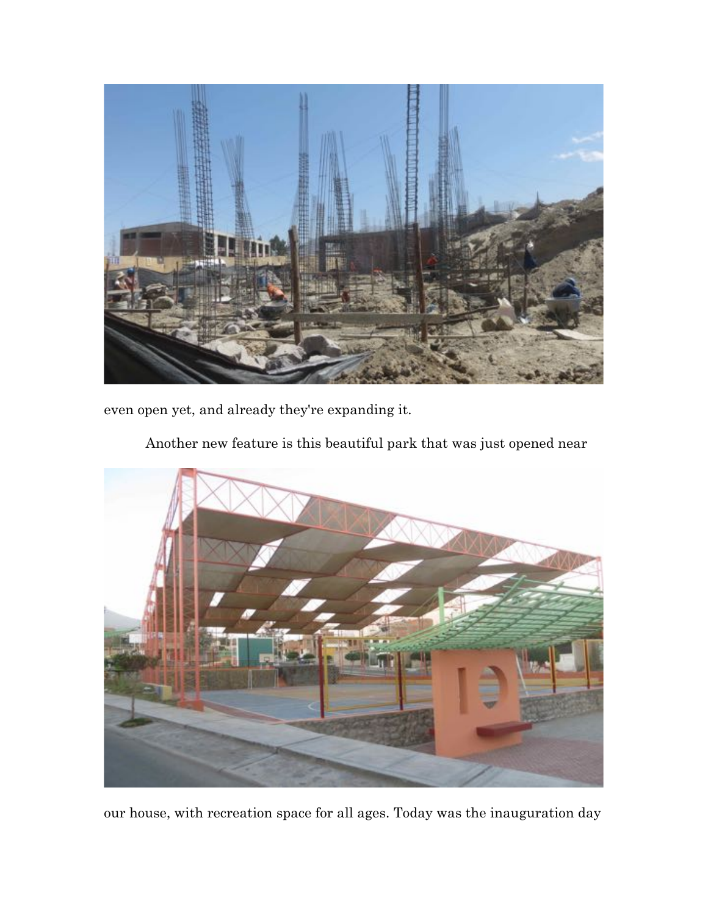even open yet, and already they're expanding it.

Another new feature is this beautiful park that was just opened near

our house, with recreation space for all ages. Today was the inauguration day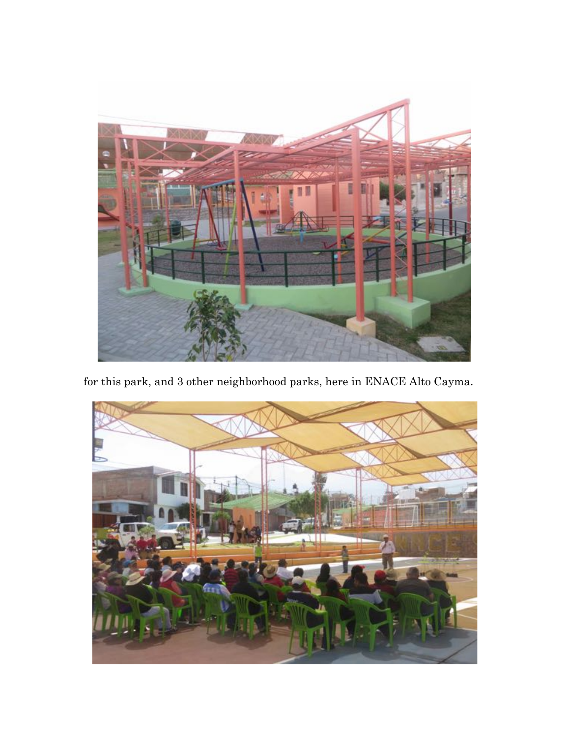for this park, and 3 other neighborhood parks, here in ENACE Alto Cayma.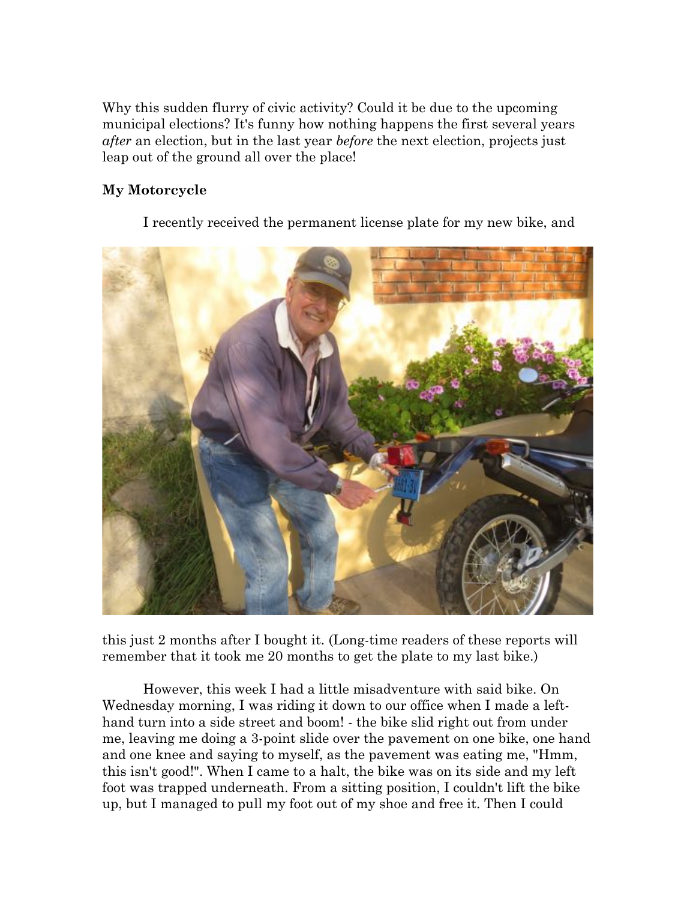Why this sudden flurry of civic activity? Could it be due to the upcoming municipal elections? It's funny how nothing happens the first several years *after* an election, but in the last year *before* the next election, projects just leap out of the ground all over the place!

**My Motorcycle**

I recently received the permanent license plate for my new bike, and this just 2 months after I bought it. (Long-time readers of these reports will remember that it took me 20 months to get the plate to my last bike.)

However, this week I had a little misadventure with said bike. On Wednesday morning, I was riding it down to our office when I made a left-hand turn into a side street and boom! - the bike slid right out from under me, leaving me doing a 3-point slide over the pavement on one bike, one hand and one knee and saying to myself, as the pavement was eating me, "Hmm, this isn't good!". When I came to a halt, the bike was on its side and my left foot was trapped underneath. From a sitting position, I couldn't lift the bike up, but I managed to pull my foot out of my shoe and free it. Then I could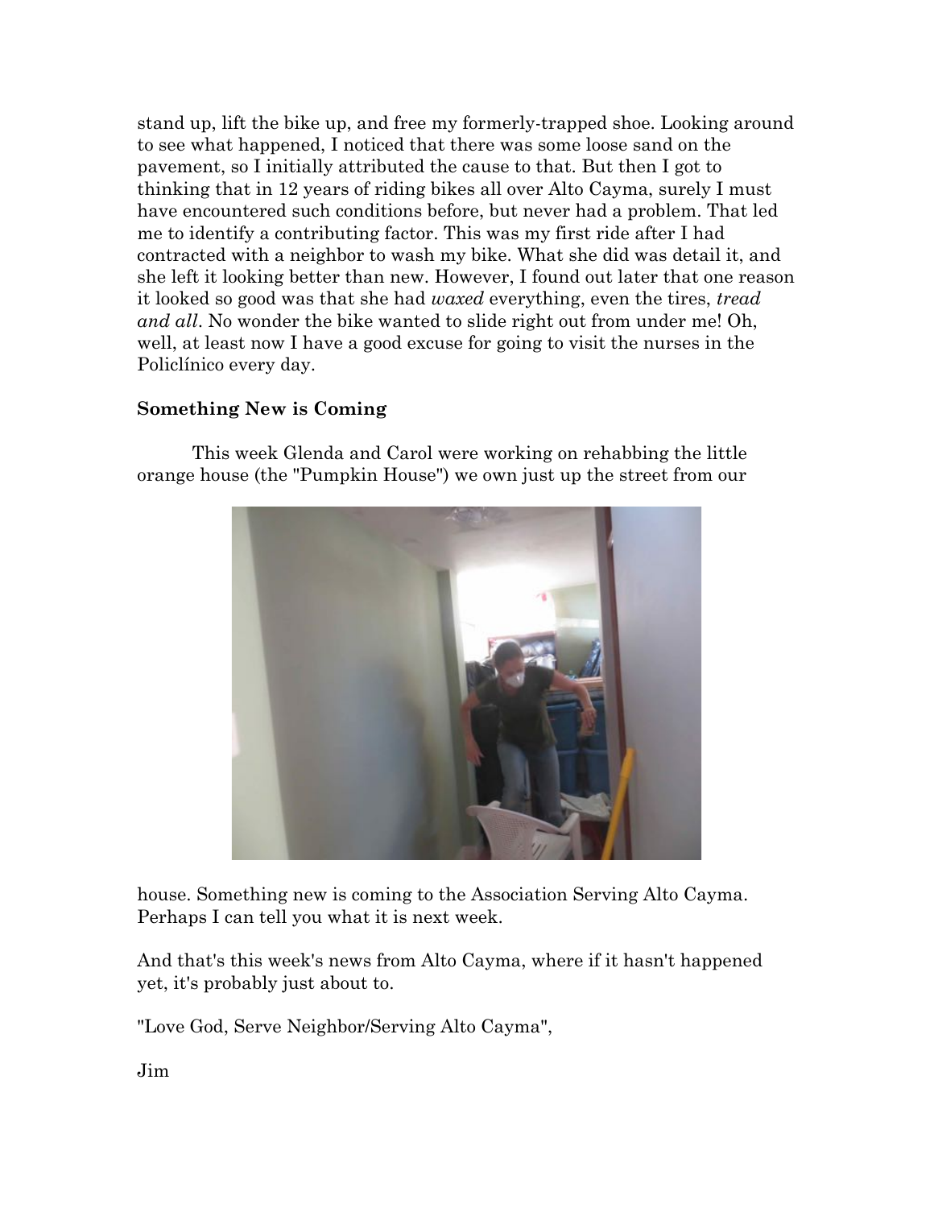stand up, lift the bike up, and free my formerly-trapped shoe. Looking around to see what happened, I noticed that there was some loose sand on the pavement, so I initially attributed the cause to that. But then I got to thinking that in 12 years of riding bikes all over Alto Cayma, surely I must have encountered such conditions before, but never had a problem. That led me to identify a contributing factor. This was my first ride after I had contracted with a neighbor to wash my bike. What she did was detail it, and she left it looking better than new. However, I found out later that one reason it looked so good was that she had *waxed* everything, even the tires, *tread and all*. No wonder the bike wanted to slide right out from under me! Oh, well, at least now I have a good excuse for going to visit the nurses in the Policlínico every day.

**Something New is Coming**

This week Glenda and Carol were working on rehabbing the little orange house (the "Pumpkin House") we own just up the street from our house. Something new is coming to the Association Serving Alto Cayma. Perhaps I can tell you what it is next week.

And that's this week's news from Alto Cayma, where if it hasn't happened yet, it's probably just about to.

"Love God, Serve Neighbor/Serving Alto Cayma",

Jim